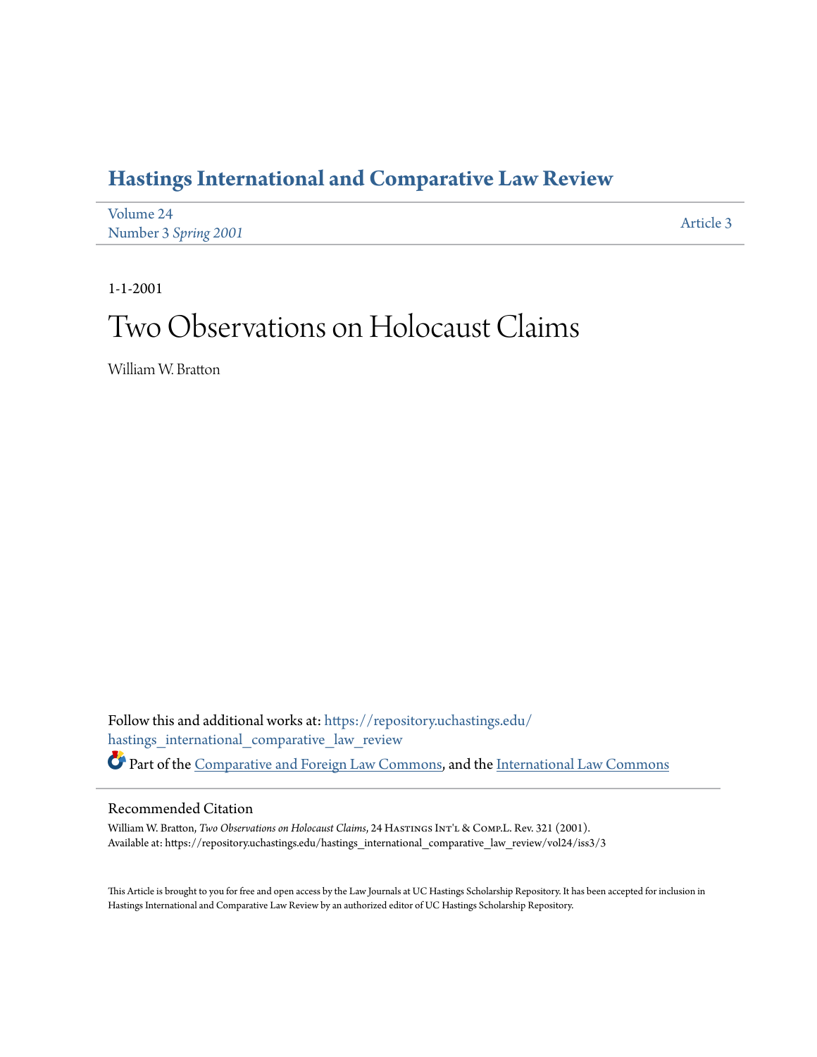# Hastings International and Comparative Law Review

Volume 24
Number 3 *Spring 2001*

Article 3

1-1-2001

# Two Observations on Holocaust Claims

William W. Bratton

Follow this and additional works at: https://repository.uchastings.edu/hastings_international_comparative_law_review

Part of the Comparative and Foreign Law Commons, and the International Law Commons

## Recommended Citation

William W. Bratton, *Two Observations on Holocaust Claims*, 24 Hastings Int'l & Comp.L. Rev. 321 (2001).
Available at: https://repository.uchastings.edu/hastings_international_comparative_law_review/vol24/iss3/3

This Article is brought to you for free and open access by the Law Journals at UC Hastings Scholarship Repository. It has been accepted for inclusion in Hastings International and Comparative Law Review by an authorized editor of UC Hastings Scholarship Repository.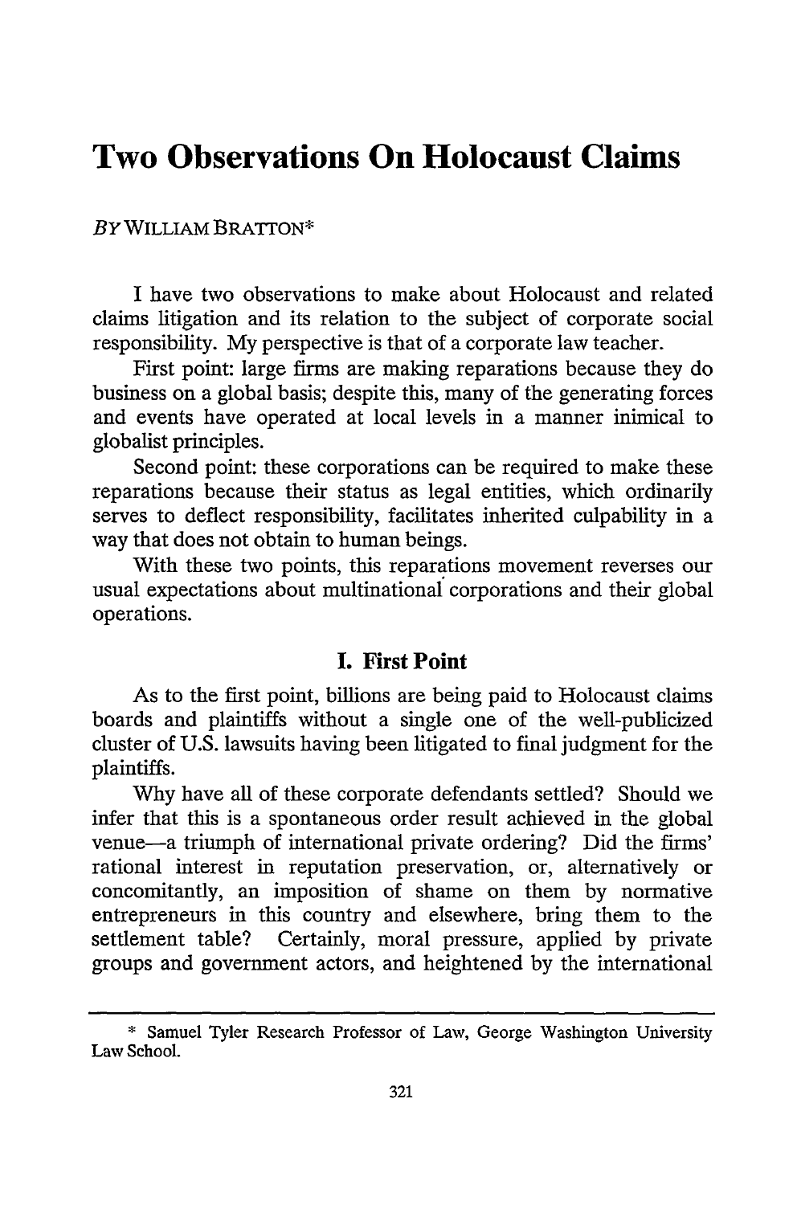# Two Observations On Holocaust Claims

*BY* WILLIAM BRATTON*

I have two observations to make about Holocaust and related claims litigation and its relation to the subject of corporate social responsibility. My perspective is that of a corporate law teacher.

First point: large firms are making reparations because they do business on a global basis; despite this, many of the generating forces and events have operated at local levels in a manner inimical to globalist principles.

Second point: these corporations can be required to make these reparations because their status as legal entities, which ordinarily serves to deflect responsibility, facilitates inherited culpability in a way that does not obtain to human beings.

With these two points, this reparations movement reverses our usual expectations about multinational corporations and their global operations.

## I. First Point

As to the first point, billions are being paid to Holocaust claims boards and plaintiffs without a single one of the well-publicized cluster of U.S. lawsuits having been litigated to final judgment for the plaintiffs.

Why have all of these corporate defendants settled? Should we infer that this is a spontaneous order result achieved in the global venue—a triumph of international private ordering? Did the firms' rational interest in reputation preservation, or, alternatively or concomitantly, an imposition of shame on them by normative entrepreneurs in this country and elsewhere, bring them to the settlement table? Certainly, moral pressure, applied by private groups and government actors, and heightened by the international

---

\* Samuel Tyler Research Professor of Law, George Washington University Law School.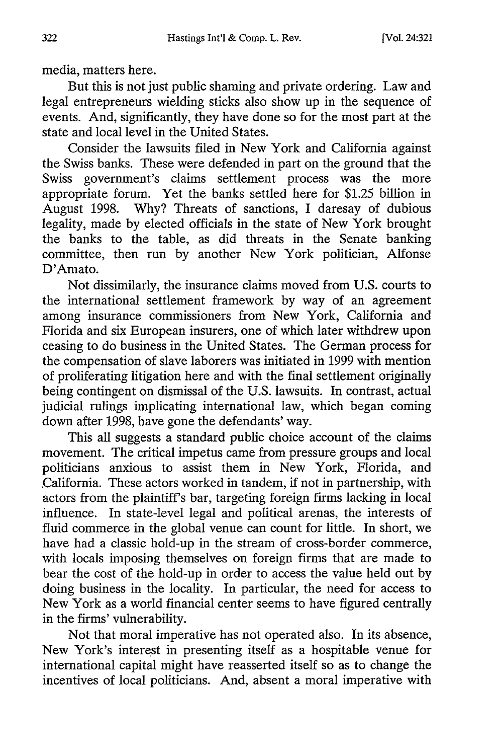media, matters here.

But this is not just public shaming and private ordering. Law and legal entrepreneurs wielding sticks also show up in the sequence of events. And, significantly, they have done so for the most part at the state and local level in the United States.

Consider the lawsuits filed in New York and California against the Swiss banks. These were defended in part on the ground that the Swiss government's claims settlement process was the more appropriate forum. Yet the banks settled here for $1.25 billion in August 1998. Why? Threats of sanctions, I daresay of dubious legality, made by elected officials in the state of New York brought the banks to the table, as did threats in the Senate banking committee, then run by another New York politician, Alfonse D'Amato.

Not dissimilarly, the insurance claims moved from U.S. courts to the international settlement framework by way of an agreement among insurance commissioners from New York, California and Florida and six European insurers, one of which later withdrew upon ceasing to do business in the United States. The German process for the compensation of slave laborers was initiated in 1999 with mention of proliferating litigation here and with the final settlement originally being contingent on dismissal of the U.S. lawsuits. In contrast, actual judicial rulings implicating international law, which began coming down after 1998, have gone the defendants' way.

This all suggests a standard public choice account of the claims movement. The critical impetus came from pressure groups and local politicians anxious to assist them in New York, Florida, and California. These actors worked in tandem, if not in partnership, with actors from the plaintiff's bar, targeting foreign firms lacking in local influence. In state-level legal and political arenas, the interests of fluid commerce in the global venue can count for little. In short, we have had a classic hold-up in the stream of cross-border commerce, with locals imposing themselves on foreign firms that are made to bear the cost of the hold-up in order to access the value held out by doing business in the locality. In particular, the need for access to New York as a world financial center seems to have figured centrally in the firms' vulnerability.

Not that moral imperative has not operated also. In its absence, New York's interest in presenting itself as a hospitable venue for international capital might have reasserted itself so as to change the incentives of local politicians. And, absent a moral imperative with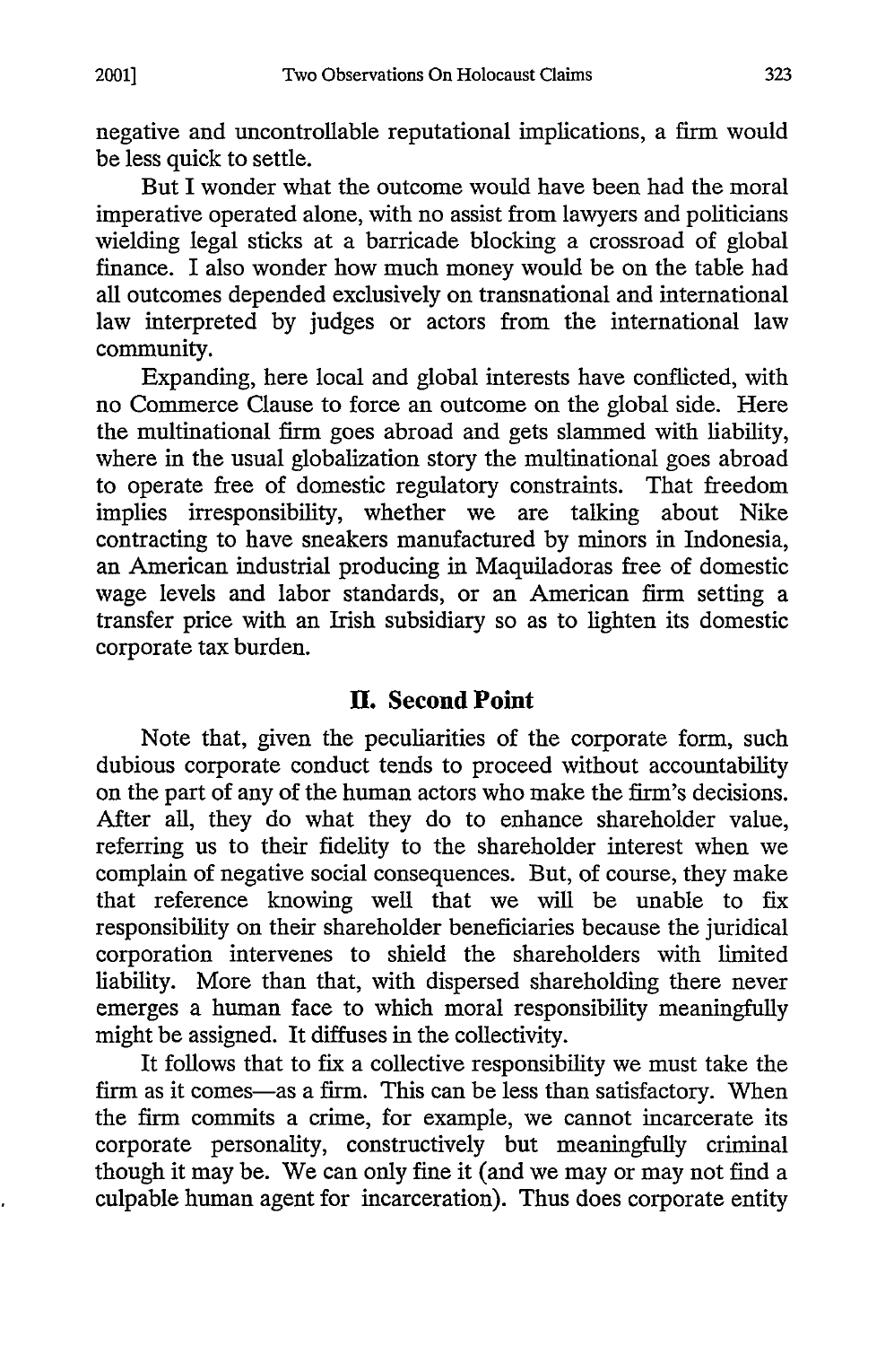negative and uncontrollable reputational implications, a firm would be less quick to settle.

But I wonder what the outcome would have been had the moral imperative operated alone, with no assist from lawyers and politicians wielding legal sticks at a barricade blocking a crossroad of global finance. I also wonder how much money would be on the table had all outcomes depended exclusively on transnational and international law interpreted by judges or actors from the international law community.

Expanding, here local and global interests have conflicted, with no Commerce Clause to force an outcome on the global side. Here the multinational firm goes abroad and gets slammed with liability, where in the usual globalization story the multinational goes abroad to operate free of domestic regulatory constraints. That freedom implies irresponsibility, whether we are talking about Nike contracting to have sneakers manufactured by minors in Indonesia, an American industrial producing in Maquiladoras free of domestic wage levels and labor standards, or an American firm setting a transfer price with an Irish subsidiary so as to lighten its domestic corporate tax burden.

## II. Second Point

Note that, given the peculiarities of the corporate form, such dubious corporate conduct tends to proceed without accountability on the part of any of the human actors who make the firm's decisions. After all, they do what they do to enhance shareholder value, referring us to their fidelity to the shareholder interest when we complain of negative social consequences. But, of course, they make that reference knowing well that we will be unable to fix responsibility on their shareholder beneficiaries because the juridical corporation intervenes to shield the shareholders with limited liability. More than that, with dispersed shareholding there never emerges a human face to which moral responsibility meaningfully might be assigned. It diffuses in the collectivity.

It follows that to fix a collective responsibility we must take the firm as it comes—as a firm. This can be less than satisfactory. When the firm commits a crime, for example, we cannot incarcerate its corporate personality, constructively but meaningfully criminal though it may be. We can only fine it (and we may or may not find a culpable human agent for incarceration). Thus does corporate entity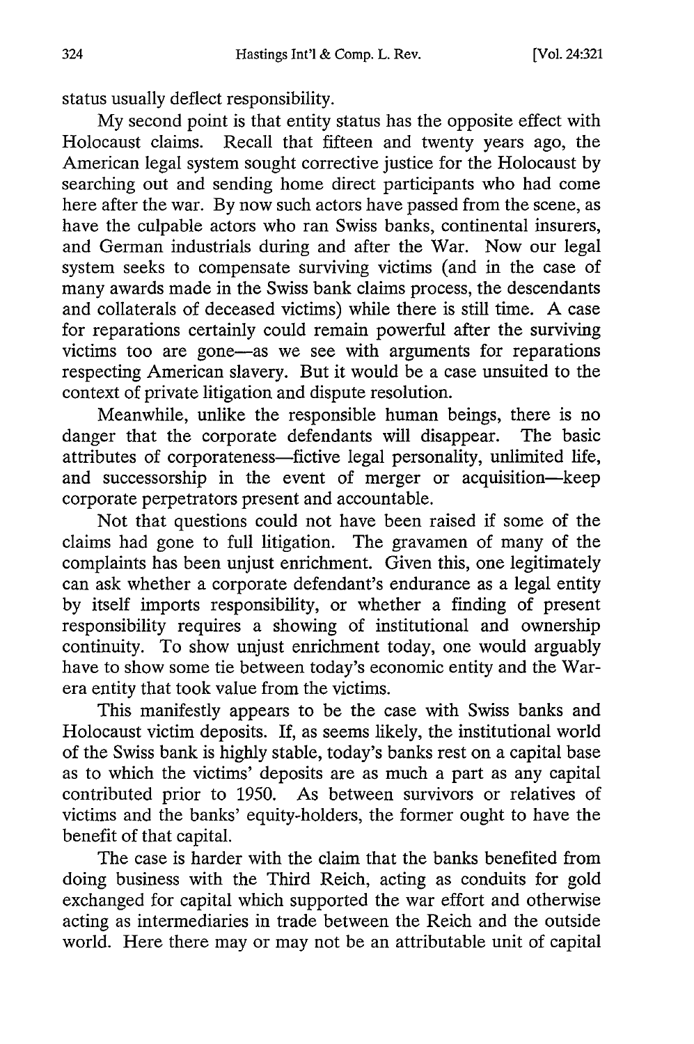status usually deflect responsibility.

My second point is that entity status has the opposite effect with Holocaust claims. Recall that fifteen and twenty years ago, the American legal system sought corrective justice for the Holocaust by searching out and sending home direct participants who had come here after the war. By now such actors have passed from the scene, as have the culpable actors who ran Swiss banks, continental insurers, and German industrials during and after the War. Now our legal system seeks to compensate surviving victims (and in the case of many awards made in the Swiss bank claims process, the descendants and collaterals of deceased victims) while there is still time. A case for reparations certainly could remain powerful after the surviving victims too are gone—as we see with arguments for reparations respecting American slavery. But it would be a case unsuited to the context of private litigation and dispute resolution.

Meanwhile, unlike the responsible human beings, there is no danger that the corporate defendants will disappear. The basic attributes of corporateness—fictive legal personality, unlimited life, and successorship in the event of merger or acquisition—keep corporate perpetrators present and accountable.

Not that questions could not have been raised if some of the claims had gone to full litigation. The gravamen of many of the complaints has been unjust enrichment. Given this, one legitimately can ask whether a corporate defendant's endurance as a legal entity by itself imports responsibility, or whether a finding of present responsibility requires a showing of institutional and ownership continuity. To show unjust enrichment today, one would arguably have to show some tie between today's economic entity and the War-era entity that took value from the victims.

This manifestly appears to be the case with Swiss banks and Holocaust victim deposits. If, as seems likely, the institutional world of the Swiss bank is highly stable, today's banks rest on a capital base as to which the victims' deposits are as much a part as any capital contributed prior to 1950. As between survivors or relatives of victims and the banks' equity-holders, the former ought to have the benefit of that capital.

The case is harder with the claim that the banks benefited from doing business with the Third Reich, acting as conduits for gold exchanged for capital which supported the war effort and otherwise acting as intermediaries in trade between the Reich and the outside world. Here there may or may not be an attributable unit of capital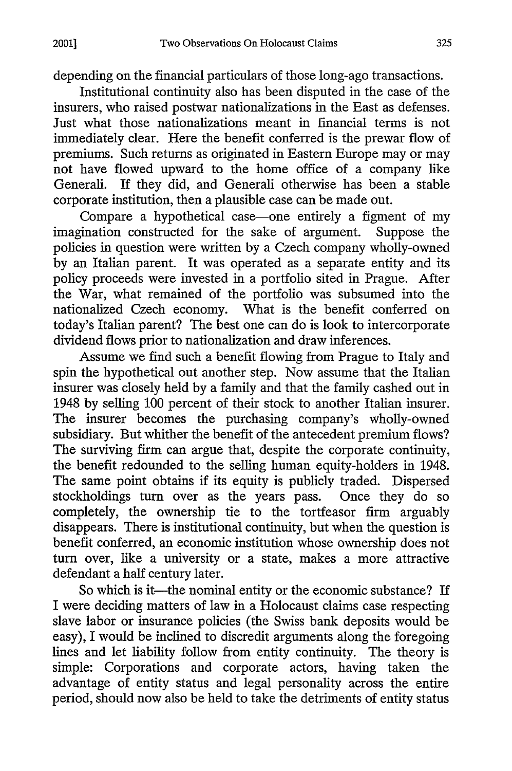depending on the financial particulars of those long-ago transactions.

Institutional continuity also has been disputed in the case of the insurers, who raised postwar nationalizations in the East as defenses. Just what those nationalizations meant in financial terms is not immediately clear. Here the benefit conferred is the prewar flow of premiums. Such returns as originated in Eastern Europe may or may not have flowed upward to the home office of a company like Generali. If they did, and Generali otherwise has been a stable corporate institution, then a plausible case can be made out.

Compare a hypothetical case—one entirely a figment of my imagination constructed for the sake of argument. Suppose the policies in question were written by a Czech company wholly-owned by an Italian parent. It was operated as a separate entity and its policy proceeds were invested in a portfolio sited in Prague. After the War, what remained of the portfolio was subsumed into the nationalized Czech economy. What is the benefit conferred on today's Italian parent? The best one can do is look to intercorporate dividend flows prior to nationalization and draw inferences.

Assume we find such a benefit flowing from Prague to Italy and spin the hypothetical out another step. Now assume that the Italian insurer was closely held by a family and that the family cashed out in 1948 by selling 100 percent of their stock to another Italian insurer. The insurer becomes the purchasing company's wholly-owned subsidiary. But whither the benefit of the antecedent premium flows? The surviving firm can argue that, despite the corporate continuity, the benefit redounded to the selling human equity-holders in 1948. The same point obtains if its equity is publicly traded. Dispersed stockholdings turn over as the years pass. Once they do so completely, the ownership tie to the tortfeasor firm arguably disappears. There is institutional continuity, but when the question is benefit conferred, an economic institution whose ownership does not turn over, like a university or a state, makes a more attractive defendant a half century later.

So which is it—the nominal entity or the economic substance? If I were deciding matters of law in a Holocaust claims case respecting slave labor or insurance policies (the Swiss bank deposits would be easy), I would be inclined to discredit arguments along the foregoing lines and let liability follow from entity continuity. The theory is simple: Corporations and corporate actors, having taken the advantage of entity status and legal personality across the entire period, should now also be held to take the detriments of entity status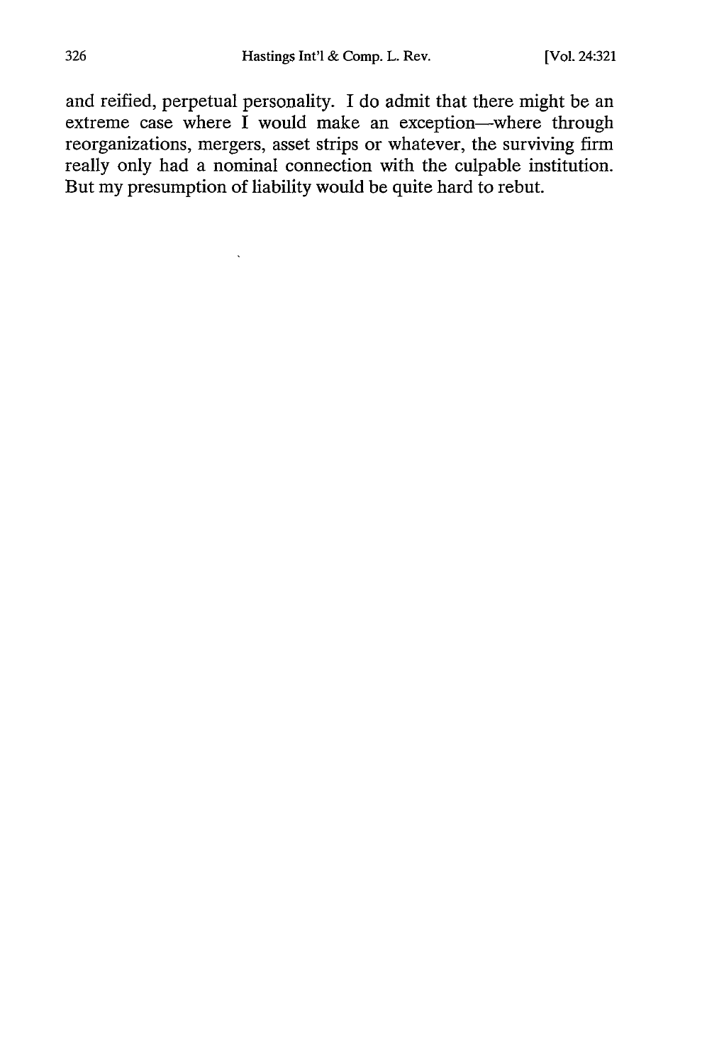and reified, perpetual personality. I do admit that there might be an extreme case where I would make an exception—where through reorganizations, mergers, asset strips or whatever, the surviving firm really only had a nominal connection with the culpable institution. But my presumption of liability would be quite hard to rebut.